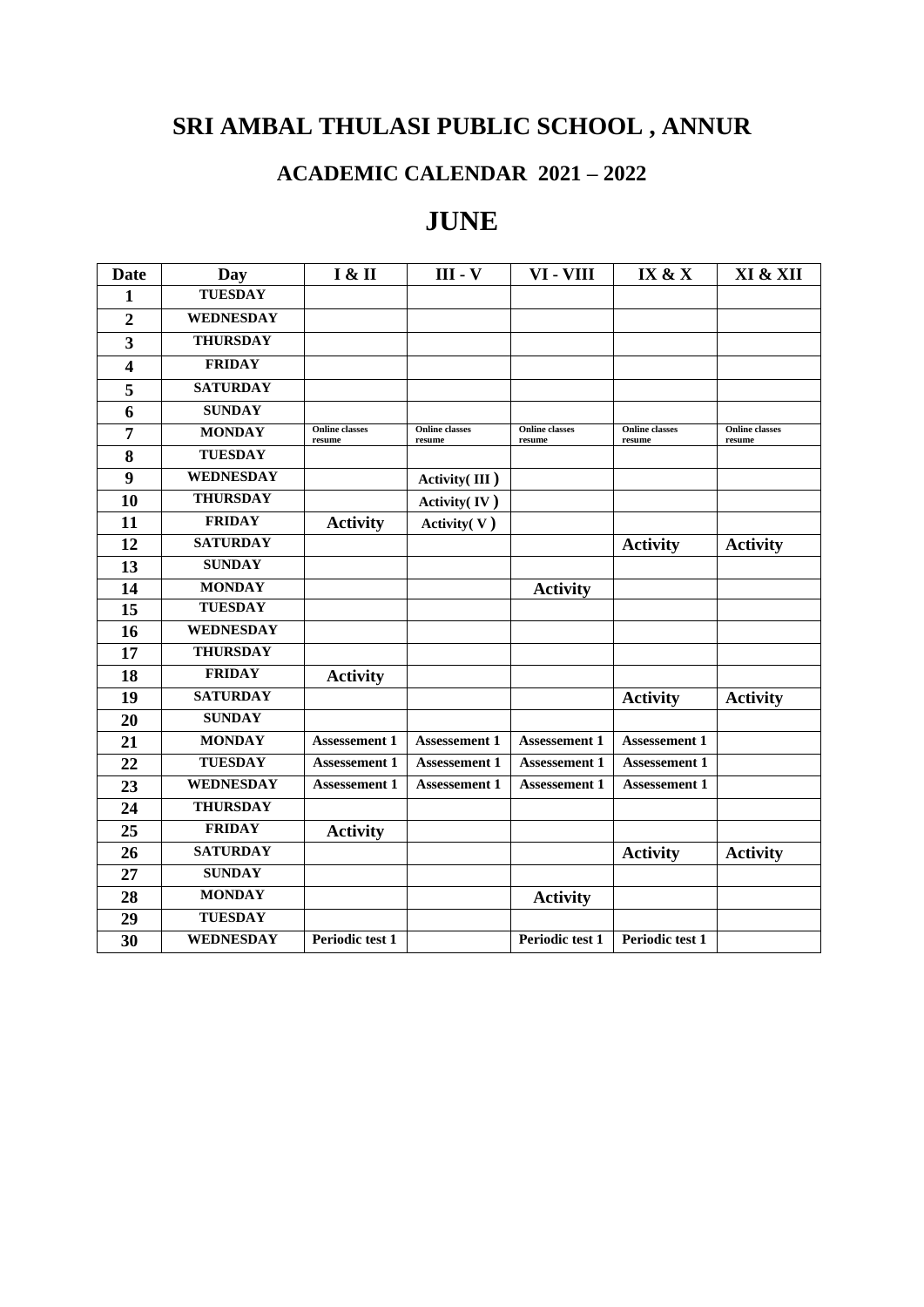# SRI AMBAL THULASI PUBLIC SCHOOL , ANNUR

## ACADEMIC CALENDAR 2021 – 2022

## JUNE

| Date | Day | I & II | III - V | VI - VIII | IX & X | XI & XII |
|---|---|---|---|---|---|---|
| 1 | TUESDAY | | | | | |
| 2 | WEDNESDAY | | | | | |
| 3 | THURSDAY | | | | | |
| 4 | FRIDAY | | | | | |
| 5 | SATURDAY | | | | | |
| 6 | SUNDAY | | | | | |
| 7 | MONDAY | Online classes resume | Online classes resume | Online classes resume | Online classes resume | Online classes resume |
| 8 | TUESDAY | | | | | |
| 9 | WEDNESDAY | | Activity( III ) | | | |
| 10 | THURSDAY | | Activity( IV ) | | | |
| 11 | FRIDAY | Activity | Activity( V ) | | | |
| 12 | SATURDAY | | | | Activity | Activity |
| 13 | SUNDAY | | | | | |
| 14 | MONDAY | | | Activity | | |
| 15 | TUESDAY | | | | | |
| 16 | WEDNESDAY | | | | | |
| 17 | THURSDAY | | | | | |
| 18 | FRIDAY | Activity | | | | |
| 19 | SATURDAY | | | | Activity | Activity |
| 20 | SUNDAY | | | | | |
| 21 | MONDAY | Assesement 1 | Assesement 1 | Assesement 1 | Assesement 1 | |
| 22 | TUESDAY | Assesement 1 | Assesement 1 | Assesement 1 | Assesement 1 | |
| 23 | WEDNESDAY | Assesement 1 | Assesement 1 | Assesement 1 | Assesement 1 | |
| 24 | THURSDAY | | | | | |
| 25 | FRIDAY | Activity | | | | |
| 26 | SATURDAY | | | | Activity | Activity |
| 27 | SUNDAY | | | | | |
| 28 | MONDAY | | | Activity | | |
| 29 | TUESDAY | | | | | |
| 30 | WEDNESDAY | Periodic test 1 | | Periodic test 1 | Periodic test 1 | |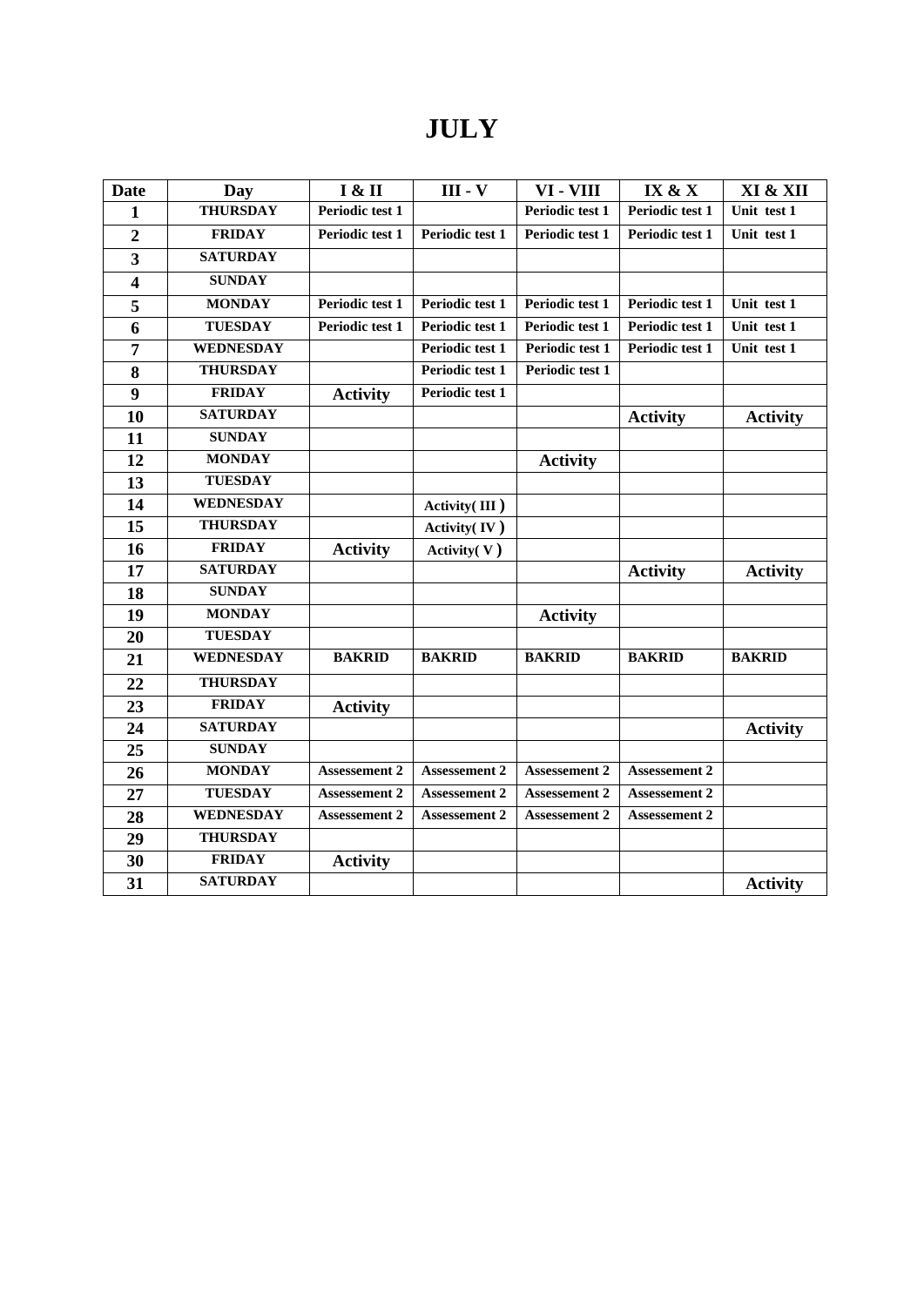# JULY

| Date | Day | I & II | III - V | VI - VIII | IX & X | XI & XII |
|---|---|---|---|---|---|---|
| 1 | THURSDAY | Periodic test 1 | | Periodic test 1 | Periodic test 1 | Unit test 1 |
| 2 | FRIDAY | Periodic test 1 | Periodic test 1 | Periodic test 1 | Periodic test 1 | Unit test 1 |
| 3 | SATURDAY | | | | | |
| 4 | SUNDAY | | | | | |
| 5 | MONDAY | Periodic test 1 | Periodic test 1 | Periodic test 1 | Periodic test 1 | Unit test 1 |
| 6 | TUESDAY | Periodic test 1 | Periodic test 1 | Periodic test 1 | Periodic test 1 | Unit test 1 |
| 7 | WEDNESDAY | | Periodic test 1 | Periodic test 1 | Periodic test 1 | Unit test 1 |
| 8 | THURSDAY | | Periodic test 1 | Periodic test 1 | | |
| 9 | FRIDAY | Activity | Periodic test 1 | | | |
| 10 | SATURDAY | | | | Activity | Activity |
| 11 | SUNDAY | | | | | |
| 12 | MONDAY | | | Activity | | |
| 13 | TUESDAY | | | | | |
| 14 | WEDNESDAY | | Activity( III ) | | | |
| 15 | THURSDAY | | Activity( IV ) | | | |
| 16 | FRIDAY | Activity | Activity( V ) | | | |
| 17 | SATURDAY | | | | Activity | Activity |
| 18 | SUNDAY | | | | | |
| 19 | MONDAY | | | Activity | | |
| 20 | TUESDAY | | | | | |
| 21 | WEDNESDAY | BAKRID | BAKRID | BAKRID | BAKRID | BAKRID |
| 22 | THURSDAY | | | | | |
| 23 | FRIDAY | Activity | | | | |
| 24 | SATURDAY | | | | | Activity |
| 25 | SUNDAY | | | | | |
| 26 | MONDAY | Assessement 2 | Assessement 2 | Assessement 2 | Assessement 2 | |
| 27 | TUESDAY | Assessement 2 | Assessement 2 | Assessement 2 | Assessement 2 | |
| 28 | WEDNESDAY | Assessement 2 | Assessement 2 | Assessement 2 | Assessement 2 | |
| 29 | THURSDAY | | | | | |
| 30 | FRIDAY | Activity | | | | |
| 31 | SATURDAY | | | | | Activity |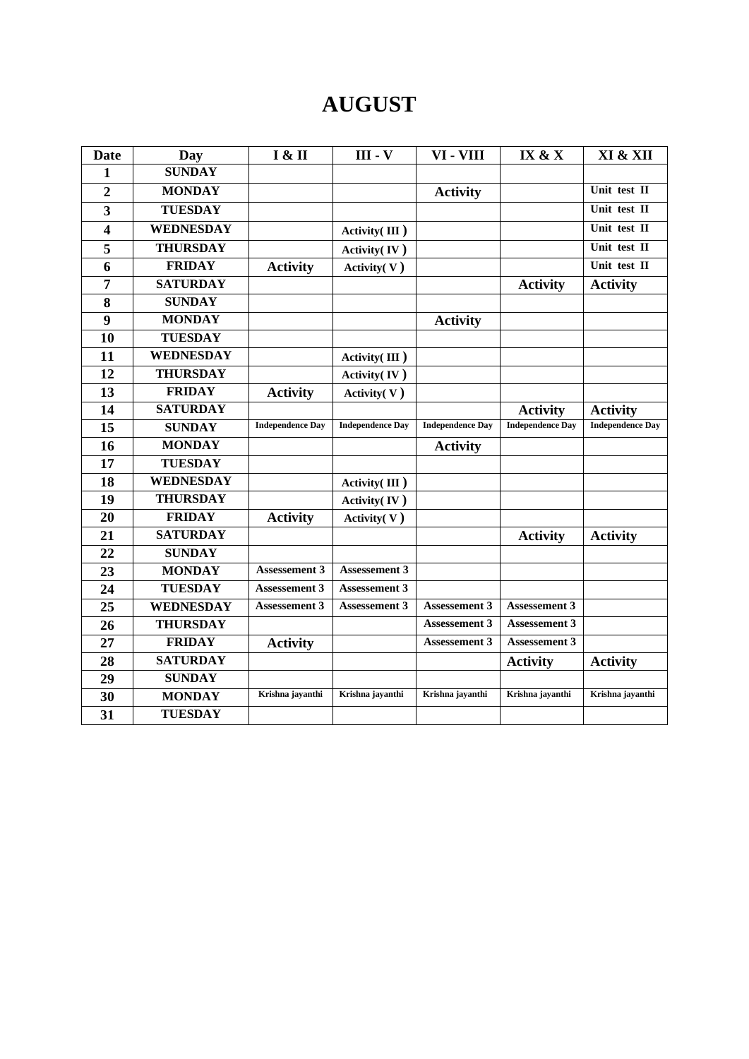# AUGUST

| Date | Day | I & II | III - V | VI - VIII | IX & X | XI & XII |
|---|---|---|---|---|---|---|
| 1 | SUNDAY | | | | | |
| 2 | MONDAY | | | Activity | | Unit test II |
| 3 | TUESDAY | | | | | Unit test II |
| 4 | WEDNESDAY | | Activity( III ) | | | Unit test II |
| 5 | THURSDAY | | Activity( IV ) | | | Unit test II |
| 6 | FRIDAY | Activity | Activity( V ) | | | Unit test II |
| 7 | SATURDAY | | | | Activity | Activity |
| 8 | SUNDAY | | | | | |
| 9 | MONDAY | | | Activity | | |
| 10 | TUESDAY | | | | | |
| 11 | WEDNESDAY | | Activity( III ) | | | |
| 12 | THURSDAY | | Activity( IV ) | | | |
| 13 | FRIDAY | Activity | Activity( V ) | | | |
| 14 | SATURDAY | | | | Activity | Activity |
| 15 | SUNDAY | Independence Day | Independence Day | Independence Day | Independence Day | Independence Day |
| 16 | MONDAY | | | Activity | | |
| 17 | TUESDAY | | | | | |
| 18 | WEDNESDAY | | Activity( III ) | | | |
| 19 | THURSDAY | | Activity( IV ) | | | |
| 20 | FRIDAY | Activity | Activity( V ) | | | |
| 21 | SATURDAY | | | | Activity | Activity |
| 22 | SUNDAY | | | | | |
| 23 | MONDAY | Assessement 3 | Assessement 3 | | | |
| 24 | TUESDAY | Assessement 3 | Assessement 3 | | | |
| 25 | WEDNESDAY | Assessement 3 | Assessement 3 | Assessement 3 | Assessement 3 | |
| 26 | THURSDAY | | | Assessement 3 | Assessement 3 | |
| 27 | FRIDAY | Activity | | Assessement 3 | Assessement 3 | |
| 28 | SATURDAY | | | | Activity | Activity |
| 29 | SUNDAY | | | | | |
| 30 | MONDAY | Krishna jayanthi | Krishna jayanthi | Krishna jayanthi | Krishna jayanthi | Krishna jayanthi |
| 31 | TUESDAY | | | | | |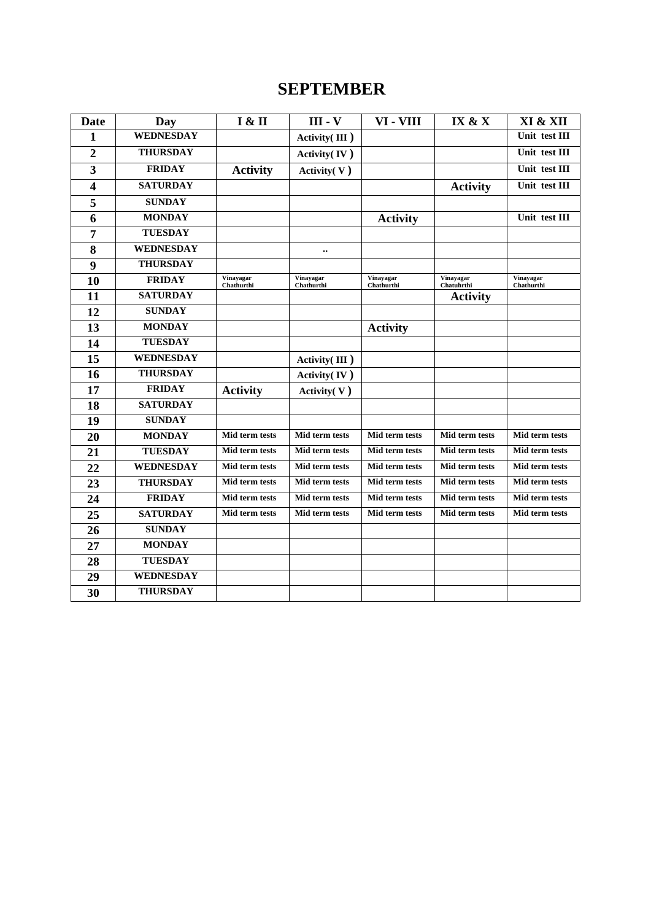# SEPTEMBER

| Date | Day | I & II | III - V | VI - VIII | IX & X | XI & XII |
|---|---|---|---|---|---|---|
| 1 | WEDNESDAY | | Activity( III ) | | | Unit test III |
| 2 | THURSDAY | | Activity( IV ) | | | Unit test III |
| 3 | FRIDAY | Activity | Activity( V ) | | | Unit test III |
| 4 | SATURDAY | | | | Activity | Unit test III |
| 5 | SUNDAY | | | | | |
| 6 | MONDAY | | | Activity | | Unit test III |
| 7 | TUESDAY | | | | | |
| 8 | WEDNESDAY | | .. | | | |
| 9 | THURSDAY | | | | | |
| 10 | FRIDAY | Vinayagar Chathurthi | Vinayagar Chathurthi | Vinayagar Chathurthi | Vinayagar Chatuhrthi | Vinayagar Chathurthi |
| 11 | SATURDAY | | | | Activity | |
| 12 | SUNDAY | | | | | |
| 13 | MONDAY | | | Activity | | |
| 14 | TUESDAY | | | | | |
| 15 | WEDNESDAY | | Activity( III ) | | | |
| 16 | THURSDAY | | Activity( IV ) | | | |
| 17 | FRIDAY | Activity | Activity( V ) | | | |
| 18 | SATURDAY | | | | | |
| 19 | SUNDAY | | | | | |
| 20 | MONDAY | Mid term tests | Mid term tests | Mid term tests | Mid term tests | Mid term tests |
| 21 | TUESDAY | Mid term tests | Mid term tests | Mid term tests | Mid term tests | Mid term tests |
| 22 | WEDNESDAY | Mid term tests | Mid term tests | Mid term tests | Mid term tests | Mid term tests |
| 23 | THURSDAY | Mid term tests | Mid term tests | Mid term tests | Mid term tests | Mid term tests |
| 24 | FRIDAY | Mid term tests | Mid term tests | Mid term tests | Mid term tests | Mid term tests |
| 25 | SATURDAY | Mid term tests | Mid term tests | Mid term tests | Mid term tests | Mid term tests |
| 26 | SUNDAY | | | | | |
| 27 | MONDAY | | | | | |
| 28 | TUESDAY | | | | | |
| 29 | WEDNESDAY | | | | | |
| 30 | THURSDAY | | | | | |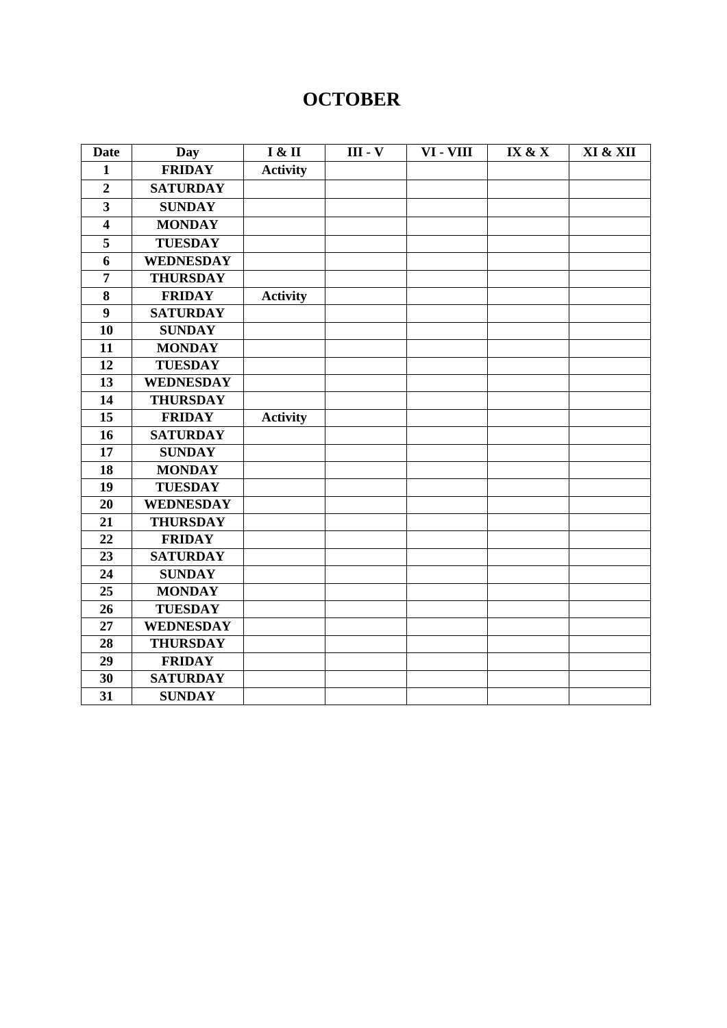# OCTOBER

| Date | Day | I & II | III - V | VI - VIII | IX & X | XI & XII |
|---|---|---|---|---|---|---|
| **1** | **FRIDAY** | **Activity** | | | | |
| **2** | **SATURDAY** | | | | | |
| **3** | **SUNDAY** | | | | | |
| **4** | **MONDAY** | | | | | |
| **5** | **TUESDAY** | | | | | |
| **6** | **WEDNESDAY** | | | | | |
| **7** | **THURSDAY** | | | | | |
| **8** | **FRIDAY** | **Activity** | | | | |
| **9** | **SATURDAY** | | | | | |
| **10** | **SUNDAY** | | | | | |
| **11** | **MONDAY** | | | | | |
| **12** | **TUESDAY** | | | | | |
| **13** | **WEDNESDAY** | | | | | |
| **14** | **THURSDAY** | | | | | |
| **15** | **FRIDAY** | **Activity** | | | | |
| **16** | **SATURDAY** | | | | | |
| **17** | **SUNDAY** | | | | | |
| **18** | **MONDAY** | | | | | |
| **19** | **TUESDAY** | | | | | |
| **20** | **WEDNESDAY** | | | | | |
| **21** | **THURSDAY** | | | | | |
| **22** | **FRIDAY** | | | | | |
| **23** | **SATURDAY** | | | | | |
| **24** | **SUNDAY** | | | | | |
| **25** | **MONDAY** | | | | | |
| **26** | **TUESDAY** | | | | | |
| **27** | **WEDNESDAY** | | | | | |
| **28** | **THURSDAY** | | | | | |
| **29** | **FRIDAY** | | | | | |
| **30** | **SATURDAY** | | | | | |
| **31** | **SUNDAY** | | | | | |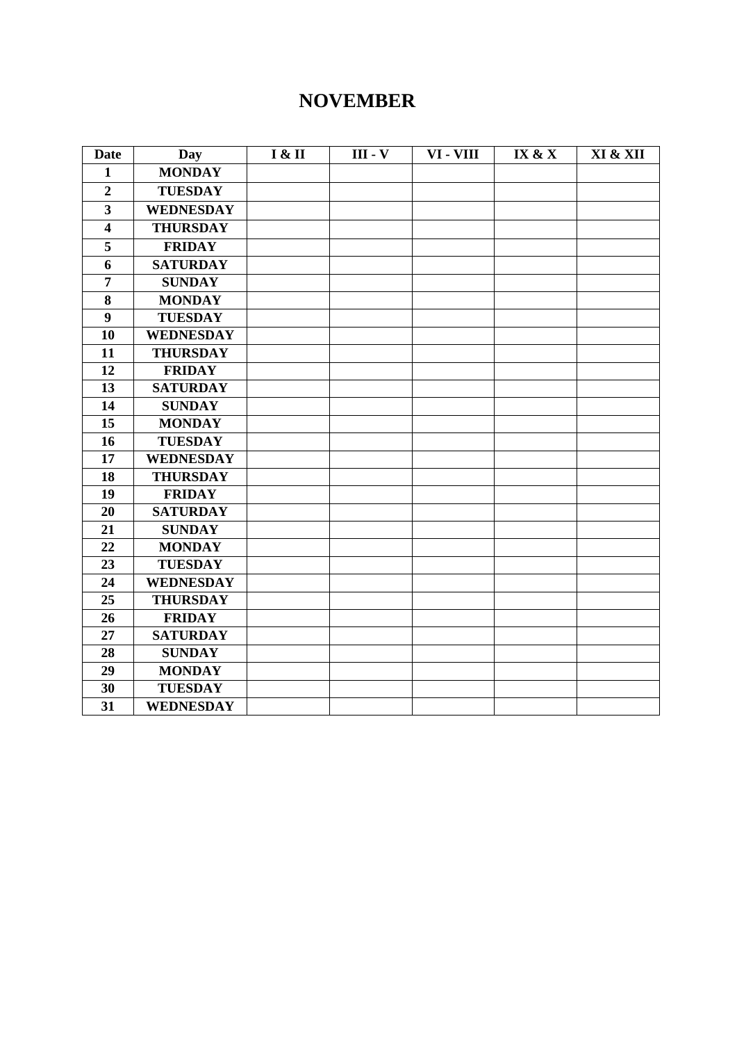# NOVEMBER

| Date | Day | I & II | III - V | VI - VIII | IX & X | XI & XII |
|---|---|---|---|---|---|---|
| **1** | **MONDAY** | | | | | |
| **2** | **TUESDAY** | | | | | |
| **3** | **WEDNESDAY** | | | | | |
| **4** | **THURSDAY** | | | | | |
| **5** | **FRIDAY** | | | | | |
| **6** | **SATURDAY** | | | | | |
| **7** | **SUNDAY** | | | | | |
| **8** | **MONDAY** | | | | | |
| **9** | **TUESDAY** | | | | | |
| **10** | **WEDNESDAY** | | | | | |
| **11** | **THURSDAY** | | | | | |
| **12** | **FRIDAY** | | | | | |
| **13** | **SATURDAY** | | | | | |
| **14** | **SUNDAY** | | | | | |
| **15** | **MONDAY** | | | | | |
| **16** | **TUESDAY** | | | | | |
| **17** | **WEDNESDAY** | | | | | |
| **18** | **THURSDAY** | | | | | |
| **19** | **FRIDAY** | | | | | |
| **20** | **SATURDAY** | | | | | |
| **21** | **SUNDAY** | | | | | |
| **22** | **MONDAY** | | | | | |
| **23** | **TUESDAY** | | | | | |
| **24** | **WEDNESDAY** | | | | | |
| **25** | **THURSDAY** | | | | | |
| **26** | **FRIDAY** | | | | | |
| **27** | **SATURDAY** | | | | | |
| **28** | **SUNDAY** | | | | | |
| **29** | **MONDAY** | | | | | |
| **30** | **TUESDAY** | | | | | |
| **31** | **WEDNESDAY** | | | | | |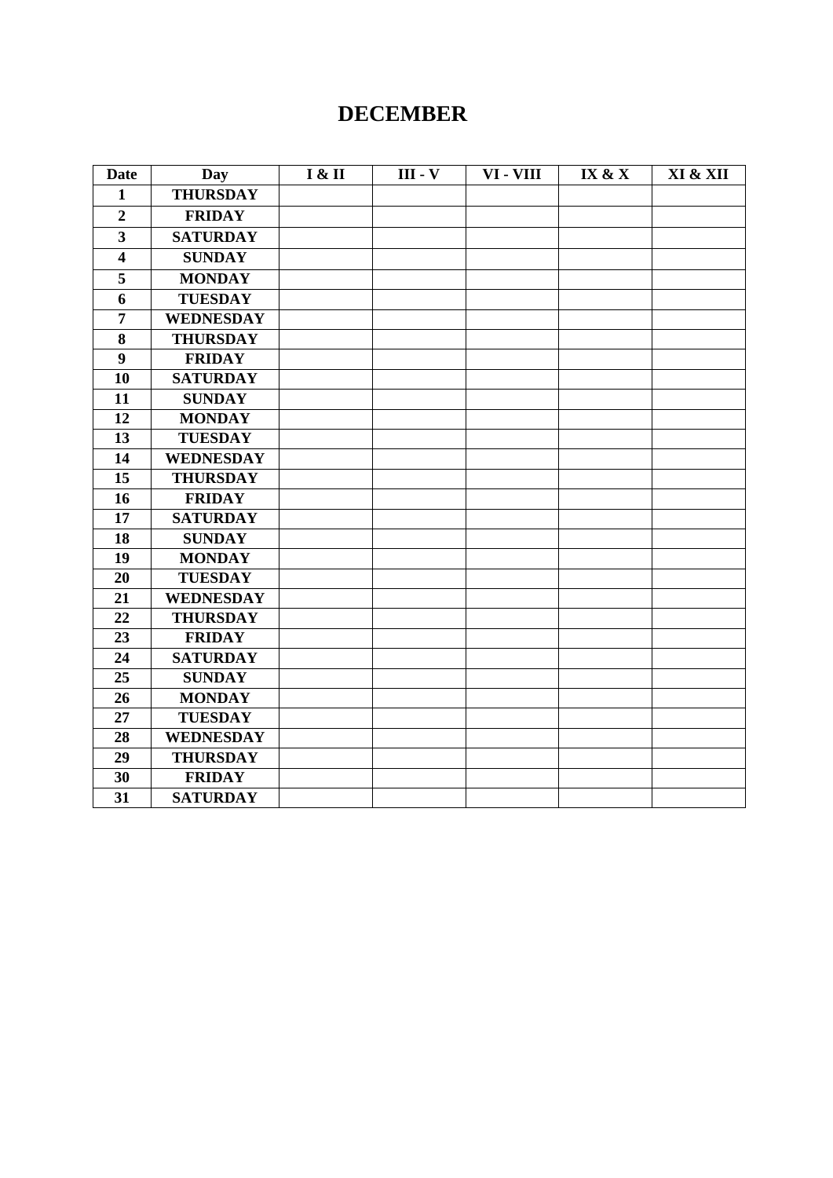# DECEMBER

| Date | Day | I & II | III - V | VI - VIII | IX & X | XI & XII |
|---|---|---|---|---|---|---|
| **1** | **THURSDAY** | | | | | |
| **2** | **FRIDAY** | | | | | |
| **3** | **SATURDAY** | | | | | |
| **4** | **SUNDAY** | | | | | |
| **5** | **MONDAY** | | | | | |
| **6** | **TUESDAY** | | | | | |
| **7** | **WEDNESDAY** | | | | | |
| **8** | **THURSDAY** | | | | | |
| **9** | **FRIDAY** | | | | | |
| **10** | **SATURDAY** | | | | | |
| **11** | **SUNDAY** | | | | | |
| **12** | **MONDAY** | | | | | |
| **13** | **TUESDAY** | | | | | |
| **14** | **WEDNESDAY** | | | | | |
| **15** | **THURSDAY** | | | | | |
| **16** | **FRIDAY** | | | | | |
| **17** | **SATURDAY** | | | | | |
| **18** | **SUNDAY** | | | | | |
| **19** | **MONDAY** | | | | | |
| **20** | **TUESDAY** | | | | | |
| **21** | **WEDNESDAY** | | | | | |
| **22** | **THURSDAY** | | | | | |
| **23** | **FRIDAY** | | | | | |
| **24** | **SATURDAY** | | | | | |
| **25** | **SUNDAY** | | | | | |
| **26** | **MONDAY** | | | | | |
| **27** | **TUESDAY** | | | | | |
| **28** | **WEDNESDAY** | | | | | |
| **29** | **THURSDAY** | | | | | |
| **30** | **FRIDAY** | | | | | |
| **31** | **SATURDAY** | | | | | |